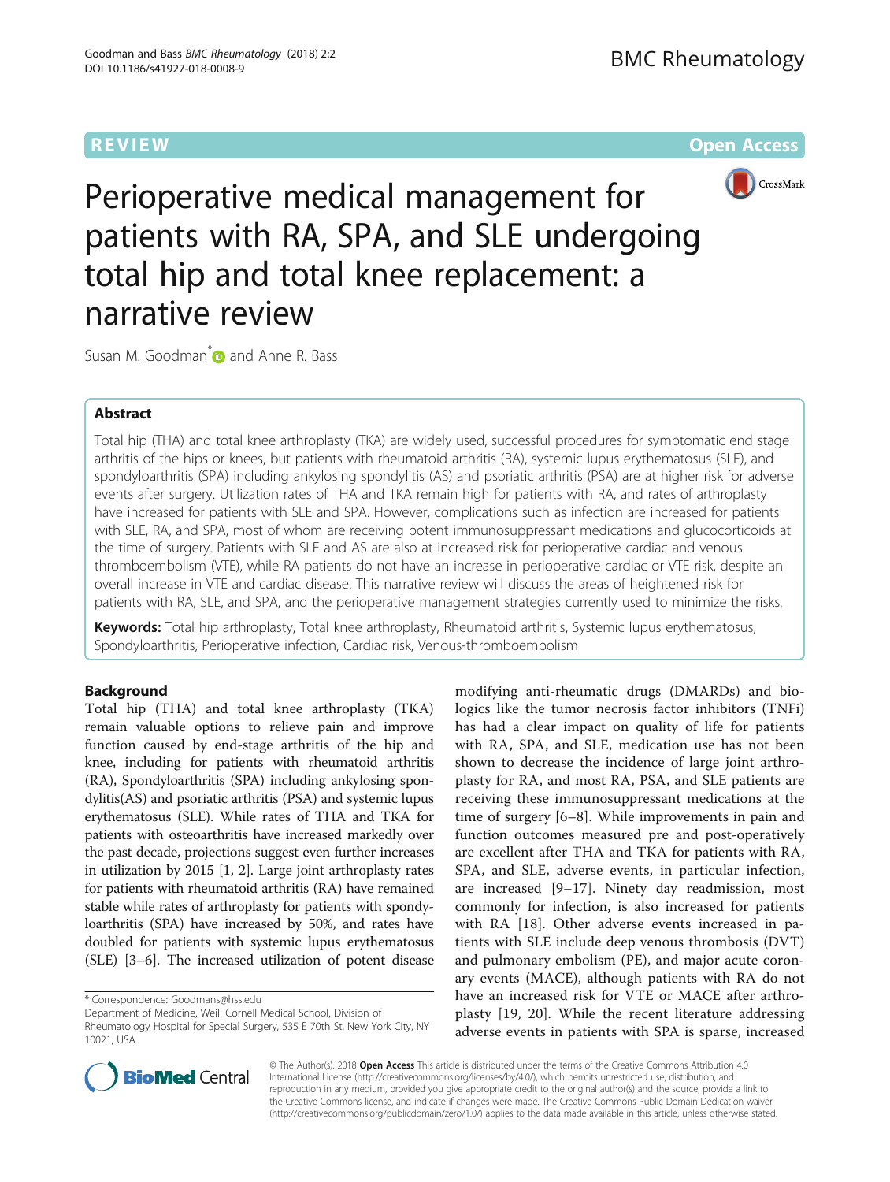REVIEW Open Access

# Perioperative medical management for patients with RA, SPA, and SLE undergoing total hip and total knee replacement: a narrative review

Susan M. Goodman* and Anne R. Bass

## Abstract

Total hip (THA) and total knee arthroplasty (TKA) are widely used, successful procedures for symptomatic end stage arthritis of the hips or knees, but patients with rheumatoid arthritis (RA), systemic lupus erythematosus (SLE), and spondyloarthritis (SPA) including ankylosing spondylitis (AS) and psoriatic arthritis (PSA) are at higher risk for adverse events after surgery. Utilization rates of THA and TKA remain high for patients with RA, and rates of arthroplasty have increased for patients with SLE and SPA. However, complications such as infection are increased for patients with SLE, RA, and SPA, most of whom are receiving potent immunosuppressant medications and glucocorticoids at the time of surgery. Patients with SLE and AS are also at increased risk for perioperative cardiac and venous thromboembolism (VTE), while RA patients do not have an increase in perioperative cardiac or VTE risk, despite an overall increase in VTE and cardiac disease. This narrative review will discuss the areas of heightened risk for patients with RA, SLE, and SPA, and the perioperative management strategies currently used to minimize the risks.

**Keywords:** Total hip arthroplasty, Total knee arthroplasty, Rheumatoid arthritis, Systemic lupus erythematosus, Spondyloarthritis, Perioperative infection, Cardiac risk, Venous-thromboembolism

## Background

Total hip (THA) and total knee arthroplasty (TKA) remain valuable options to relieve pain and improve function caused by end-stage arthritis of the hip and knee, including for patients with rheumatoid arthritis (RA), Spondyloarthritis (SPA) including ankylosing spondylitis(AS) and psoriatic arthritis (PSA) and systemic lupus erythematosus (SLE). While rates of THA and TKA for patients with osteoarthritis have increased markedly over the past decade, projections suggest even further increases in utilization by 2015 [1, 2]. Large joint arthroplasty rates for patients with rheumatoid arthritis (RA) have remained stable while rates of arthroplasty for patients with spondyloarthritis (SPA) have increased by 50%, and rates have doubled for patients with systemic lupus erythematosus (SLE) [3–6]. The increased utilization of potent disease modifying anti-rheumatic drugs (DMARDs) and biologics like the tumor necrosis factor inhibitors (TNFi) has had a clear impact on quality of life for patients with RA, SPA, and SLE, medication use has not been shown to decrease the incidence of large joint arthroplasty for RA, and most RA, PSA, and SLE patients are receiving these immunosuppressant medications at the time of surgery [6–8]. While improvements in pain and function outcomes measured pre and post-operatively are excellent after THA and TKA for patients with RA, SPA, and SLE, adverse events, in particular infection, are increased [9–17]. Ninety day readmission, most commonly for infection, is also increased for patients with RA [18]. Other adverse events increased in patients with SLE include deep venous thrombosis (DVT) and pulmonary embolism (PE), and major acute coronary events (MACE), although patients with RA do not have an increased risk for VTE or MACE after arthroplasty [19, 20]. While the recent literature addressing adverse events in patients with SPA is sparse, increased

* Correspondence: Goodmans@hss.edu
Department of Medicine, Weill Cornell Medical School, Division of Rheumatology Hospital for Special Surgery, 535 E 70th St, New York City, NY 10021, USA

© The Author(s). 2018 **Open Access** This article is distributed under the terms of the Creative Commons Attribution 4.0 International License (http://creativecommons.org/licenses/by/4.0/), which permits unrestricted use, distribution, and reproduction in any medium, provided you give appropriate credit to the original author(s) and the source, provide a link to the Creative Commons license, and indicate if changes were made. The Creative Commons Public Domain Dedication waiver (http://creativecommons.org/publicdomain/zero/1.0/) applies to the data made available in this article, unless otherwise stated.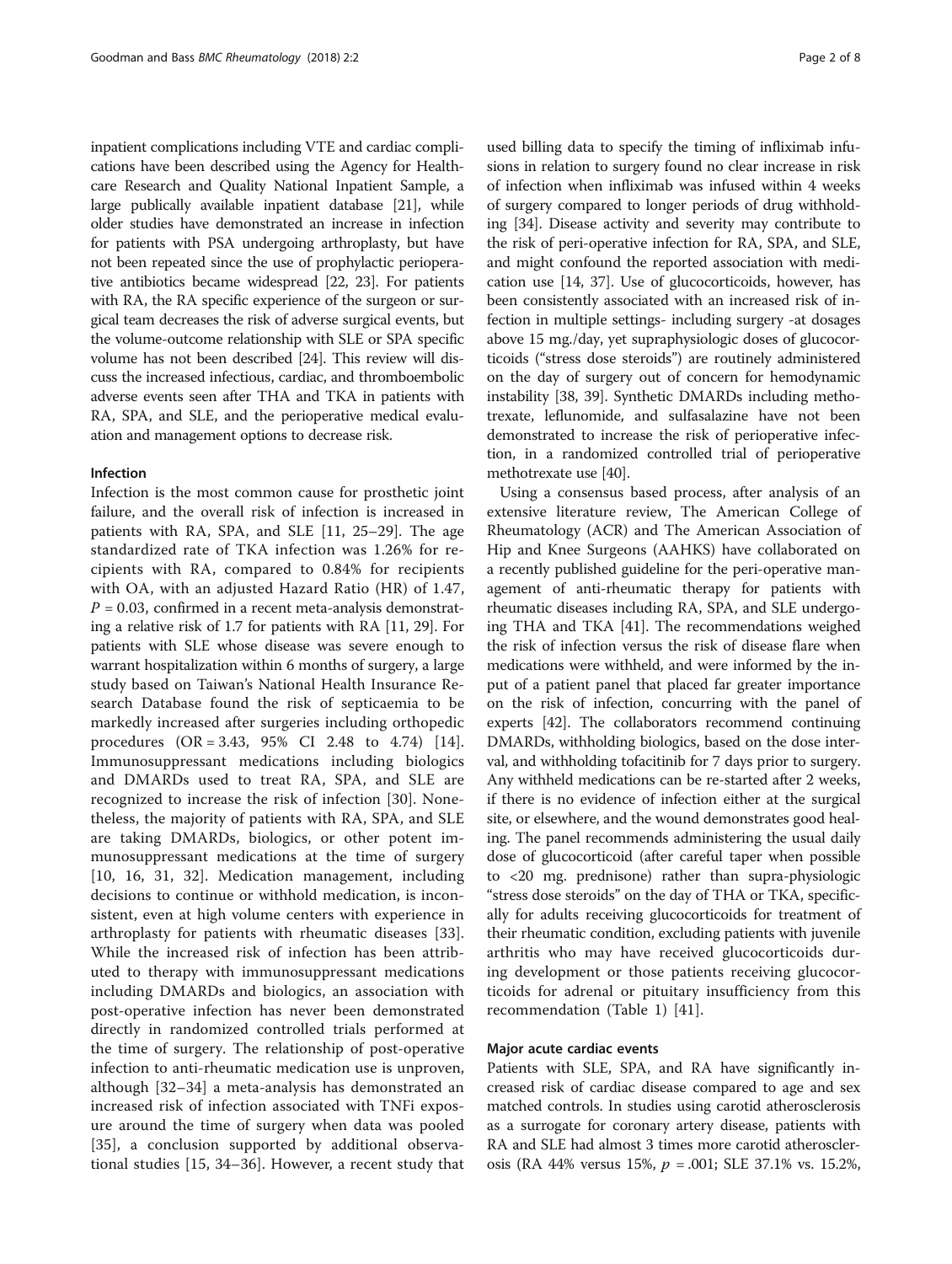inpatient complications including VTE and cardiac complications have been described using the Agency for Healthcare Research and Quality National Inpatient Sample, a large publically available inpatient database [21], while older studies have demonstrated an increase in infection for patients with PSA undergoing arthroplasty, but have not been repeated since the use of prophylactic perioperative antibiotics became widespread [22, 23]. For patients with RA, the RA specific experience of the surgeon or surgical team decreases the risk of adverse surgical events, but the volume-outcome relationship with SLE or SPA specific volume has not been described [24]. This review will discuss the increased infectious, cardiac, and thromboembolic adverse events seen after THA and TKA in patients with RA, SPA, and SLE, and the perioperative medical evaluation and management options to decrease risk.

## Infection

Infection is the most common cause for prosthetic joint failure, and the overall risk of infection is increased in patients with RA, SPA, and SLE [11, 25–29]. The age standardized rate of TKA infection was 1.26% for recipients with RA, compared to 0.84% for recipients with OA, with an adjusted Hazard Ratio (HR) of 1.47, $P = 0.03$, confirmed in a recent meta-analysis demonstrating a relative risk of 1.7 for patients with RA [11, 29]. For patients with SLE whose disease was severe enough to warrant hospitalization within 6 months of surgery, a large study based on Taiwan's National Health Insurance Research Database found the risk of septicaemia to be markedly increased after surgeries including orthopedic procedures (OR = 3.43, 95% CI 2.48 to 4.74) [14]. Immunosuppressant medications including biologics and DMARDs used to treat RA, SPA, and SLE are recognized to increase the risk of infection [30]. Nonetheless, the majority of patients with RA, SPA, and SLE are taking DMARDs, biologics, or other potent immunosuppressant medications at the time of surgery [10, 16, 31, 32]. Medication management, including decisions to continue or withhold medication, is inconsistent, even at high volume centers with experience in arthroplasty for patients with rheumatic diseases [33]. While the increased risk of infection has been attributed to therapy with immunosuppressant medications including DMARDs and biologics, an association with post-operative infection has never been demonstrated directly in randomized controlled trials performed at the time of surgery. The relationship of post-operative infection to anti-rheumatic medication use is unproven, although [32–34] a meta-analysis has demonstrated an increased risk of infection associated with TNFi exposure around the time of surgery when data was pooled [35], a conclusion supported by additional observational studies [15, 34–36]. However, a recent study that used billing data to specify the timing of infliximab infusions in relation to surgery found no clear increase in risk of infection when infliximab was infused within 4 weeks of surgery compared to longer periods of drug withholding [34]. Disease activity and severity may contribute to the risk of peri-operative infection for RA, SPA, and SLE, and might confound the reported association with medication use [14, 37]. Use of glucocorticoids, however, has been consistently associated with an increased risk of infection in multiple settings- including surgery -at dosages above 15 mg./day, yet supraphysiologic doses of glucocorticoids ("stress dose steroids") are routinely administered on the day of surgery out of concern for hemodynamic instability [38, 39]. Synthetic DMARDs including methotrexate, leflunomide, and sulfasalazine have not been demonstrated to increase the risk of perioperative infection, in a randomized controlled trial of perioperative methotrexate use [40].

Using a consensus based process, after analysis of an extensive literature review, The American College of Rheumatology (ACR) and The American Association of Hip and Knee Surgeons (AAHKS) have collaborated on a recently published guideline for the peri-operative management of anti-rheumatic therapy for patients with rheumatic diseases including RA, SPA, and SLE undergoing THA and TKA [41]. The recommendations weighed the risk of infection versus the risk of disease flare when medications were withheld, and were informed by the input of a patient panel that placed far greater importance on the risk of infection, concurring with the panel of experts [42]. The collaborators recommend continuing DMARDs, withholding biologics, based on the dose interval, and withholding tofacitinib for 7 days prior to surgery. Any withheld medications can be re-started after 2 weeks, if there is no evidence of infection either at the surgical site, or elsewhere, and the wound demonstrates good healing. The panel recommends administering the usual daily dose of glucocorticoid (after careful taper when possible to <20 mg. prednisone) rather than supra-physiologic "stress dose steroids" on the day of THA or TKA, specifically for adults receiving glucocorticoids for treatment of their rheumatic condition, excluding patients with juvenile arthritis who may have received glucocorticoids during development or those patients receiving glucocorticoids for adrenal or pituitary insufficiency from this recommendation (Table 1) [41].

## Major acute cardiac events

Patients with SLE, SPA, and RA have significantly increased risk of cardiac disease compared to age and sex matched controls. In studies using carotid atherosclerosis as a surrogate for coronary artery disease, patients with RA and SLE had almost 3 times more carotid atherosclerosis (RA 44% versus 15%, $p = .001$; SLE 37.1% vs. 15.2%,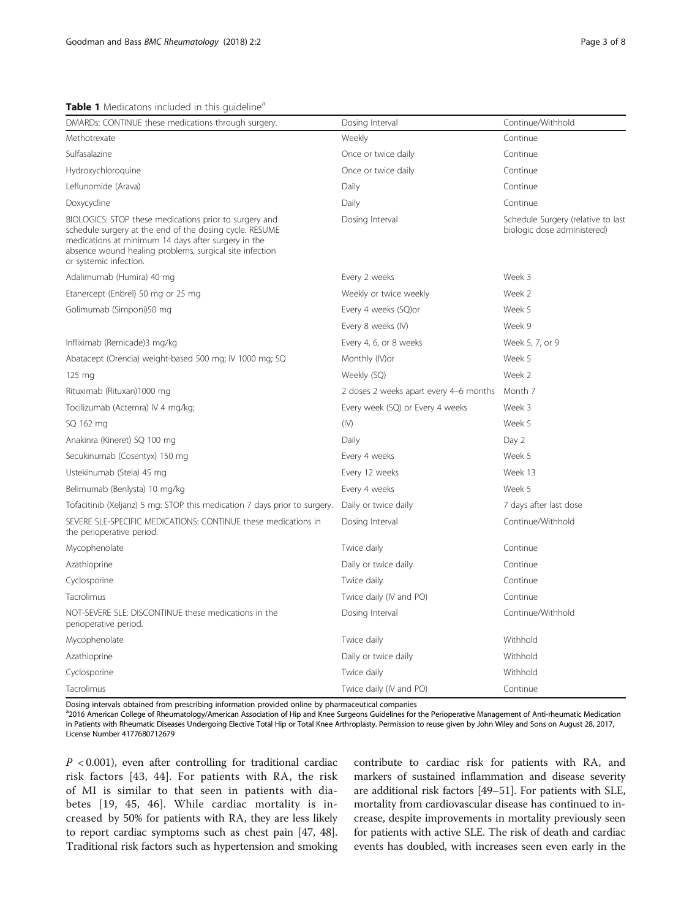**Table 1** Medicatons included in this guideline[a]

| DMARDs: CONTINUE these medications through surgery. | Dosing Interval | Continue/Withhold |
|---|---|---|
| Methotrexate | Weekly | Continue |
| Sulfasalazine | Once or twice daily | Continue |
| Hydroxychloroquine | Once or twice daily | Continue |
| Leflunomide (Arava) | Daily | Continue |
| Doxycycline | Daily | Continue |
| BIOLOGICS: STOP these medications prior to surgery and schedule surgery at the end of the dosing cycle. RESUME medications at minimum 14 days after surgery in the absence wound healing problems, surgical site infection or systemic infection. | Dosing Interval | Schedule Surgery (relative to last biologic dose administered) |
| Adalimumab (Humira) 40 mg | Every 2 weeks | Week 3 |
| Etanercept (Enbrel) 50 mg or 25 mg | Weekly or twice weekly | Week 2 |
| Golimumab (Simponi)50 mg | Every 4 weeks (SQ)or | Week 5 |
| | Every 8 weeks (IV) | Week 9 |
| Infliximab (Remicade)3 mg/kg | Every 4, 6, or 8 weeks | Week 5, 7, or 9 |
| Abatacept (Orencia) weight-based 500 mg; IV 1000 mg; SQ | Monthly (IV)or | Week 5 |
| 125 mg | Weekly (SQ) | Week 2 |
| Rituximab (Rituxan)1000 mg | 2 doses 2 weeks apart every 4–6 months | Month 7 |
| Tocilizumab (Actemra) IV 4 mg/kg; | Every week (SQ) or Every 4 weeks | Week 3 |
| SQ 162 mg | (IV) | Week 5 |
| Anakinra (Kineret) SQ 100 mg | Daily | Day 2 |
| Secukinumab (Cosentyx) 150 mg | Every 4 weeks | Week 5 |
| Ustekinumab (Stela) 45 mg | Every 12 weeks | Week 13 |
| Belimumab (Benlysta) 10 mg/kg | Every 4 weeks | Week 5 |
| Tofacitinib (Xeljanz) 5 mg: STOP this medication 7 days prior to surgery. | Daily or twice daily | 7 days after last dose |
| SEVERE SLE-SPECIFIC MEDICATIONS: CONTINUE these medications in the perioperative period. | Dosing Interval | Continue/Withhold |
| Mycophenolate | Twice daily | Continue |
| Azathioprine | Daily or twice daily | Continue |
| Cyclosporine | Twice daily | Continue |
| Tacrolimus | Twice daily (IV and PO) | Continue |
| NOT-SEVERE SLE: DISCONTINUE these medications in the perioperative period. | Dosing Interval | Continue/Withhold |
| Mycophenolate | Twice daily | Withhold |
| Azathioprine | Daily or twice daily | Withhold |
| Cyclosporine | Twice daily | Withhold |
| Tacrolimus | Twice daily (IV and PO) | Continue |

Dosing intervals obtained from prescribing information provided online by pharmaceutical companies

[a]2016 American College of Rheumatology/American Association of Hip and Knee Surgeons Guidelines for the Perioperative Management of Anti-rheumatic Medication in Patients with Rheumatic Diseases Undergoing Elective Total Hip or Total Knee Arthroplasty. Permission to reuse given by John Wiley and Sons on August 28, 2017, License Number 4177680712679

$P < 0.001$), even after controlling for traditional cardiac risk factors [43, 44]. For patients with RA, the risk of MI is similar to that seen in patients with diabetes [19, 45, 46]. While cardiac mortality is increased by 50% for patients with RA, they are less likely to report cardiac symptoms such as chest pain [47, 48]. Traditional risk factors such as hypertension and smoking contribute to cardiac risk for patients with RA, and markers of sustained inflammation and disease severity are additional risk factors [49–51]. For patients with SLE, mortality from cardiovascular disease has continued to increase, despite improvements in mortality previously seen for patients with active SLE. The risk of death and cardiac events has doubled, with increases seen even early in the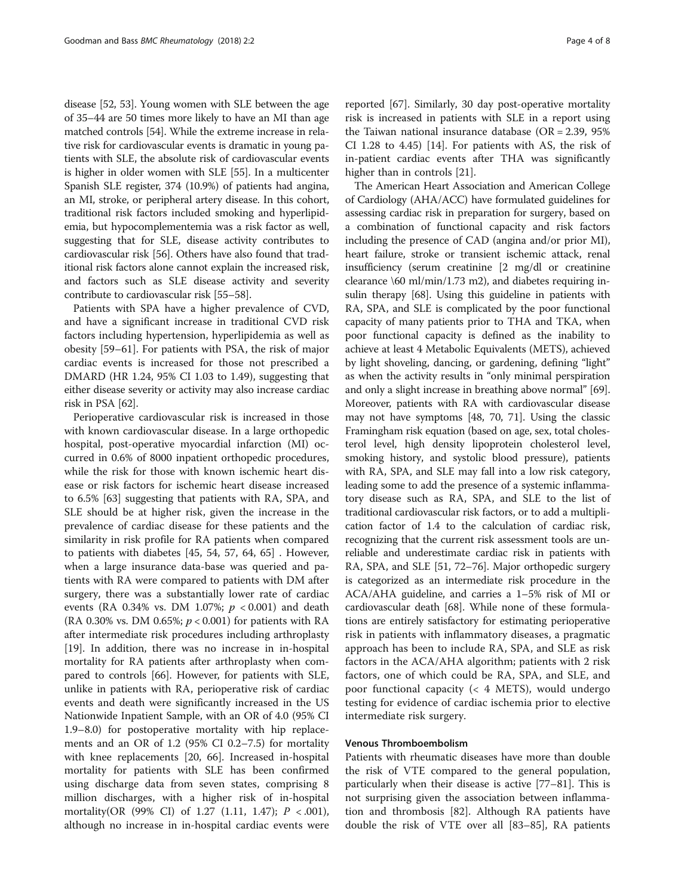disease [52, 53]. Young women with SLE between the age of 35–44 are 50 times more likely to have an MI than age matched controls [54]. While the extreme increase in relative risk for cardiovascular events is dramatic in young patients with SLE, the absolute risk of cardiovascular events is higher in older women with SLE [55]. In a multicenter Spanish SLE register, 374 (10.9%) of patients had angina, an MI, stroke, or peripheral artery disease. In this cohort, traditional risk factors included smoking and hyperlipidemia, but hypocomplementemia was a risk factor as well, suggesting that for SLE, disease activity contributes to cardiovascular risk [56]. Others have also found that traditional risk factors alone cannot explain the increased risk, and factors such as SLE disease activity and severity contribute to cardiovascular risk [55–58].

Patients with SPA have a higher prevalence of CVD, and have a significant increase in traditional CVD risk factors including hypertension, hyperlipidemia as well as obesity [59–61]. For patients with PSA, the risk of major cardiac events is increased for those not prescribed a DMARD (HR 1.24, 95% CI 1.03 to 1.49), suggesting that either disease severity or activity may also increase cardiac risk in PSA [62].

Perioperative cardiovascular risk is increased in those with known cardiovascular disease. In a large orthopedic hospital, post-operative myocardial infarction (MI) occurred in 0.6% of 8000 inpatient orthopedic procedures, while the risk for those with known ischemic heart disease or risk factors for ischemic heart disease increased to 6.5% [63] suggesting that patients with RA, SPA, and SLE should be at higher risk, given the increase in the prevalence of cardiac disease for these patients and the similarity in risk profile for RA patients when compared to patients with diabetes [45, 54, 57, 64, 65] . However, when a large insurance data-base was queried and patients with RA were compared to patients with DM after surgery, there was a substantially lower rate of cardiac events (RA 0.34% vs. DM 1.07%; $p < 0.001$) and death (RA 0.30% vs. DM 0.65%; $p < 0.001$) for patients with RA after intermediate risk procedures including arthroplasty [19]. In addition, there was no increase in in-hospital mortality for RA patients after arthroplasty when compared to controls [66]. However, for patients with SLE, unlike in patients with RA, perioperative risk of cardiac events and death were significantly increased in the US Nationwide Inpatient Sample, with an OR of 4.0 (95% CI 1.9–8.0) for postoperative mortality with hip replacements and an OR of 1.2 (95% CI 0.2–7.5) for mortality with knee replacements [20, 66]. Increased in-hospital mortality for patients with SLE has been confirmed using discharge data from seven states, comprising 8 million discharges, with a higher risk of in-hospital mortality(OR (99% CI) of 1.27 (1.11, 1.47); $P < .001$), although no increase in in-hospital cardiac events were reported [67]. Similarly, 30 day post-operative mortality risk is increased in patients with SLE in a report using the Taiwan national insurance database (OR = 2.39, 95% CI 1.28 to 4.45) [14]. For patients with AS, the risk of in-patient cardiac events after THA was significantly higher than in controls [21].

The American Heart Association and American College of Cardiology (AHA/ACC) have formulated guidelines for assessing cardiac risk in preparation for surgery, based on a combination of functional capacity and risk factors including the presence of CAD (angina and/or prior MI), heart failure, stroke or transient ischemic attack, renal insufficiency (serum creatinine [2 mg/dl or creatinine clearance \60 ml/min/1.73 m2), and diabetes requiring insulin therapy [68]. Using this guideline in patients with RA, SPA, and SLE is complicated by the poor functional capacity of many patients prior to THA and TKA, when poor functional capacity is defined as the inability to achieve at least 4 Metabolic Equivalents (METS), achieved by light shoveling, dancing, or gardening, defining "light" as when the activity results in "only minimal perspiration and only a slight increase in breathing above normal" [69]. Moreover, patients with RA with cardiovascular disease may not have symptoms [48, 70, 71]. Using the classic Framingham risk equation (based on age, sex, total cholesterol level, high density lipoprotein cholesterol level, smoking history, and systolic blood pressure), patients with RA, SPA, and SLE may fall into a low risk category, leading some to add the presence of a systemic inflammatory disease such as RA, SPA, and SLE to the list of traditional cardiovascular risk factors, or to add a multiplication factor of 1.4 to the calculation of cardiac risk, recognizing that the current risk assessment tools are unreliable and underestimate cardiac risk in patients with RA, SPA, and SLE [51, 72–76]. Major orthopedic surgery is categorized as an intermediate risk procedure in the ACA/AHA guideline, and carries a 1–5% risk of MI or cardiovascular death [68]. While none of these formulations are entirely satisfactory for estimating perioperative risk in patients with inflammatory diseases, a pragmatic approach has been to include RA, SPA, and SLE as risk factors in the ACA/AHA algorithm; patients with 2 risk factors, one of which could be RA, SPA, and SLE, and poor functional capacity (< 4 METS), would undergo testing for evidence of cardiac ischemia prior to elective intermediate risk surgery.

### Venous Thromboembolism

Patients with rheumatic diseases have more than double the risk of VTE compared to the general population, particularly when their disease is active [77–81]. This is not surprising given the association between inflammation and thrombosis [82]. Although RA patients have double the risk of VTE over all [83–85], RA patients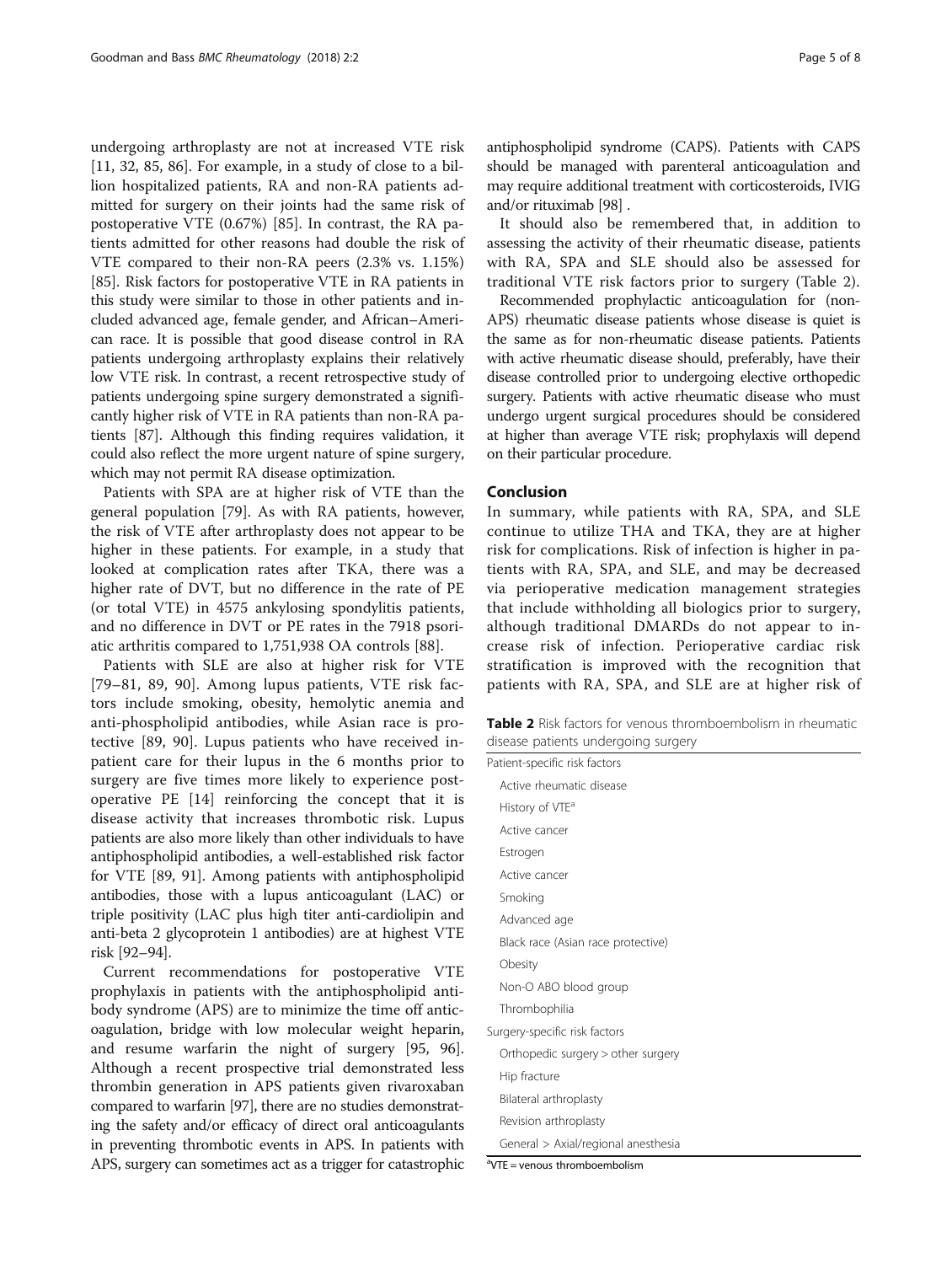undergoing arthroplasty are not at increased VTE risk [11, 32, 85, 86]. For example, in a study of close to a billion hospitalized patients, RA and non-RA patients admitted for surgery on their joints had the same risk of postoperative VTE (0.67%) [85]. In contrast, the RA patients admitted for other reasons had double the risk of VTE compared to their non-RA peers (2.3% vs. 1.15%) [85]. Risk factors for postoperative VTE in RA patients in this study were similar to those in other patients and included advanced age, female gender, and African–American race. It is possible that good disease control in RA patients undergoing arthroplasty explains their relatively low VTE risk. In contrast, a recent retrospective study of patients undergoing spine surgery demonstrated a significantly higher risk of VTE in RA patients than non-RA patients [87]. Although this finding requires validation, it could also reflect the more urgent nature of spine surgery, which may not permit RA disease optimization.

Patients with SPA are at higher risk of VTE than the general population [79]. As with RA patients, however, the risk of VTE after arthroplasty does not appear to be higher in these patients. For example, in a study that looked at complication rates after TKA, there was a higher rate of DVT, but no difference in the rate of PE (or total VTE) in 4575 ankylosing spondylitis patients, and no difference in DVT or PE rates in the 7918 psoriatic arthritis compared to 1,751,938 OA controls [88].

Patients with SLE are also at higher risk for VTE [79–81, 89, 90]. Among lupus patients, VTE risk factors include smoking, obesity, hemolytic anemia and anti-phospholipid antibodies, while Asian race is protective [89, 90]. Lupus patients who have received inpatient care for their lupus in the 6 months prior to surgery are five times more likely to experience postoperative PE [14] reinforcing the concept that it is disease activity that increases thrombotic risk. Lupus patients are also more likely than other individuals to have antiphospholipid antibodies, a well-established risk factor for VTE [89, 91]. Among patients with antiphospholipid antibodies, those with a lupus anticoagulant (LAC) or triple positivity (LAC plus high titer anti-cardiolipin and anti-beta 2 glycoprotein 1 antibodies) are at highest VTE risk [92–94].

Current recommendations for postoperative VTE prophylaxis in patients with the antiphospholipid antibody syndrome (APS) are to minimize the time off anticoagulation, bridge with low molecular weight heparin, and resume warfarin the night of surgery [95, 96]. Although a recent prospective trial demonstrated less thrombin generation in APS patients given rivaroxaban compared to warfarin [97], there are no studies demonstrating the safety and/or efficacy of direct oral anticoagulants in preventing thrombotic events in APS. In patients with APS, surgery can sometimes act as a trigger for catastrophic antiphospholipid syndrome (CAPS). Patients with CAPS should be managed with parenteral anticoagulation and may require additional treatment with corticosteroids, IVIG and/or rituximab [98] .

It should also be remembered that, in addition to assessing the activity of their rheumatic disease, patients with RA, SPA and SLE should also be assessed for traditional VTE risk factors prior to surgery (Table 2).

Recommended prophylactic anticoagulation for (non-APS) rheumatic disease patients whose disease is quiet is the same as for non-rheumatic disease patients. Patients with active rheumatic disease should, preferably, have their disease controlled prior to undergoing elective orthopedic surgery. Patients with active rheumatic disease who must undergo urgent surgical procedures should be considered at higher than average VTE risk; prophylaxis will depend on their particular procedure.

## Conclusion

In summary, while patients with RA, SPA, and SLE continue to utilize THA and TKA, they are at higher risk for complications. Risk of infection is higher in patients with RA, SPA, and SLE, and may be decreased via perioperative medication management strategies that include withholding all biologics prior to surgery, although traditional DMARDs do not appear to increase risk of infection. Perioperative cardiac risk stratification is improved with the recognition that patients with RA, SPA, and SLE are at higher risk of

**Table 2** Risk factors for venous thromboembolism in rheumatic disease patients undergoing surgery

| |
|---|
| Patient-specific risk factors |
| Active rheumatic disease |
| History of VTE[a] |
| Active cancer |
| Estrogen |
| Active cancer |
| Smoking |
| Advanced age |
| Black race (Asian race protective) |
| Obesity |
| Non-O ABO blood group |
| Thrombophilia |
| Surgery-specific risk factors |
| Orthopedic surgery > other surgery |
| Hip fracture |
| Bilateral arthroplasty |
| Revision arthroplasty |
| General > Axial/regional anesthesia |

[a]VTE = venous thromboembolism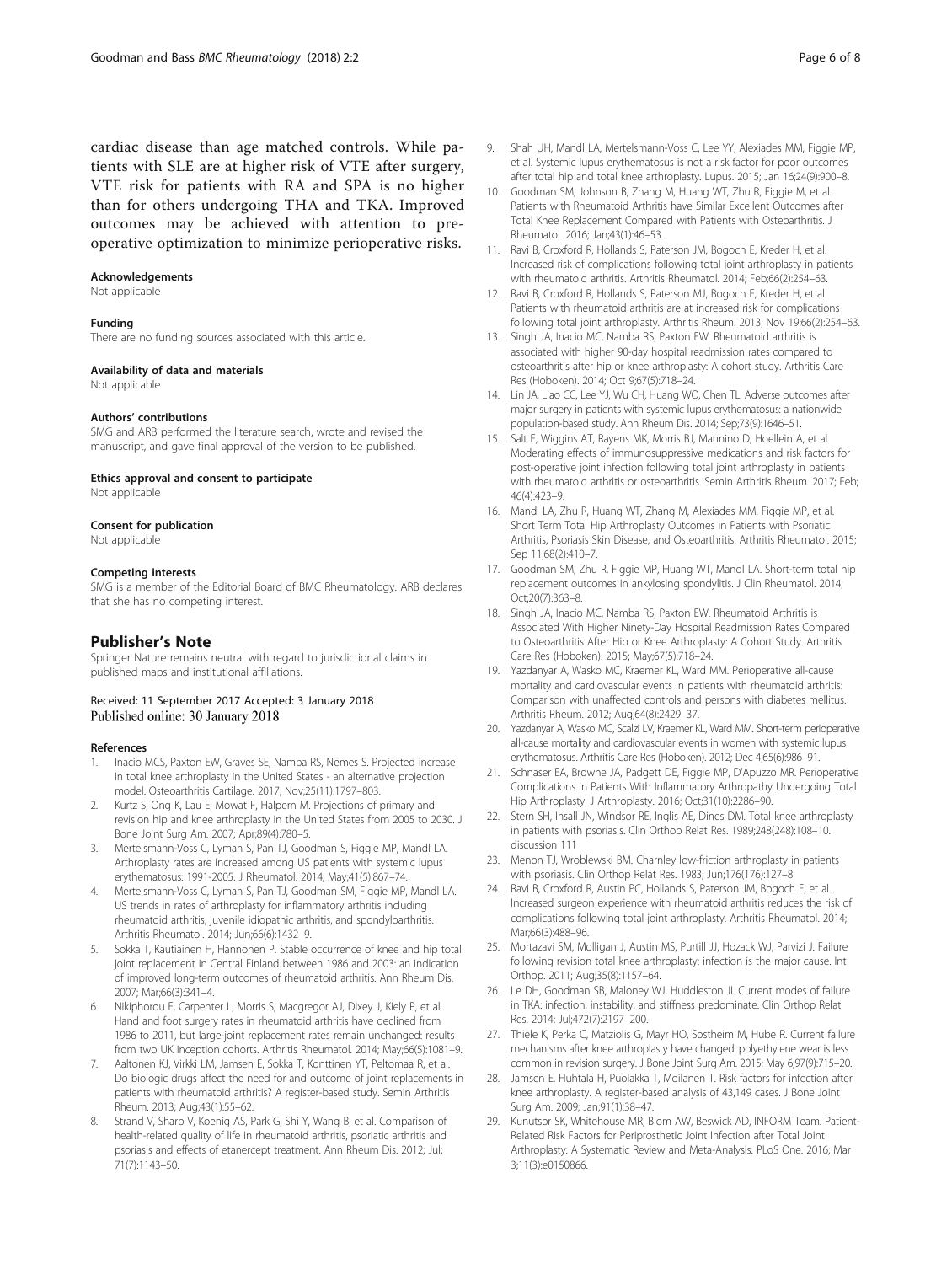cardiac disease than age matched controls. While patients with SLE are at higher risk of VTE after surgery, VTE risk for patients with RA and SPA is no higher than for others undergoing THA and TKA. Improved outcomes may be achieved with attention to preoperative optimization to minimize perioperative risks.

#### Acknowledgements
Not applicable

#### Funding
There are no funding sources associated with this article.

#### Availability of data and materials
Not applicable

#### Authors' contributions
SMG and ARB performed the literature search, wrote and revised the manuscript, and gave final approval of the version to be published.

#### Ethics approval and consent to participate
Not applicable

#### Consent for publication
Not applicable

#### Competing interests
SMG is a member of the Editorial Board of BMC Rheumatology. ARB declares that she has no competing interest.

## Publisher's Note
Springer Nature remains neutral with regard to jurisdictional claims in published maps and institutional affiliations.

Received: 11 September 2017 Accepted: 3 January 2018
Published online: 30 January 2018

#### References

1. Inacio MCS, Paxton EW, Graves SE, Namba RS, Nemes S. Projected increase in total knee arthroplasty in the United States - an alternative projection model. Osteoarthritis Cartilage. 2017; Nov;25(11):1797–803.
2. Kurtz S, Ong K, Lau E, Mowat F, Halpern M. Projections of primary and revision hip and knee arthroplasty in the United States from 2005 to 2030. J Bone Joint Surg Am. 2007; Apr;89(4):780–5.
3. Mertelsmann-Voss C, Lyman S, Pan TJ, Goodman S, Figgie MP, Mandl LA. Arthroplasty rates are increased among US patients with systemic lupus erythematosus: 1991-2005. J Rheumatol. 2014; May;41(5):867–74.
4. Mertelsmann-Voss C, Lyman S, Pan TJ, Goodman SM, Figgie MP, Mandl LA. US trends in rates of arthroplasty for inflammatory arthritis including rheumatoid arthritis, juvenile idiopathic arthritis, and spondyloarthritis. Arthritis Rheumatol. 2014; Jun;66(6):1432–9.
5. Sokka T, Kautiainen H, Hannonen P. Stable occurrence of knee and hip total joint replacement in Central Finland between 1986 and 2003: an indication of improved long-term outcomes of rheumatoid arthritis. Ann Rheum Dis. 2007; Mar;66(3):341–4.
6. Nikiphorou E, Carpenter L, Morris S, Macgregor AJ, Dixey J, Kiely P, et al. Hand and foot surgery rates in rheumatoid arthritis have declined from 1986 to 2011, but large-joint replacement rates remain unchanged: results from two UK inception cohorts. Arthritis Rheumatol. 2014; May;66(5):1081–9.
7. Aaltonen KJ, Virkki LM, Jamsen E, Sokka T, Konttinen YT, Peltomaa R, et al. Do biologic drugs affect the need for and outcome of joint replacements in patients with rheumatoid arthritis? A register-based study. Semin Arthritis Rheum. 2013; Aug;43(1):55–62.
8. Strand V, Sharp V, Koenig AS, Park G, Shi Y, Wang B, et al. Comparison of health-related quality of life in rheumatoid arthritis, psoriatic arthritis and psoriasis and effects of etanercept treatment. Ann Rheum Dis. 2012; Jul; 71(7):1143–50.
9. Shah UH, Mandl LA, Mertelsmann-Voss C, Lee YY, Alexiades MM, Figgie MP, et al. Systemic lupus erythematosus is not a risk factor for poor outcomes after total hip and total knee arthroplasty. Lupus. 2015; Jan 16;24(9):900–8.
10. Goodman SM, Johnson B, Zhang M, Huang WT, Zhu R, Figgie M, et al. Patients with Rheumatoid Arthritis have Similar Excellent Outcomes after Total Knee Replacement Compared with Patients with Osteoarthritis. J Rheumatol. 2016; Jan;43(1):46–53.
11. Ravi B, Croxford R, Hollands S, Paterson JM, Bogoch E, Kreder H, et al. Increased risk of complications following total joint arthroplasty in patients with rheumatoid arthritis. Arthritis Rheumatol. 2014; Feb;66(2):254–63.
12. Ravi B, Croxford R, Hollands S, Paterson MJ, Bogoch E, Kreder H, et al. Patients with rheumatoid arthritis are at increased risk for complications following total joint arthroplasty. Arthritis Rheum. 2013; Nov 19;66(2):254–63.
13. Singh JA, Inacio MC, Namba RS, Paxton EW. Rheumatoid arthritis is associated with higher 90-day hospital readmission rates compared to osteoarthritis after hip or knee arthroplasty: A cohort study. Arthritis Care Res (Hoboken). 2014; Oct 9;67(5):718–24.
14. Lin JA, Liao CC, Lee YJ, Wu CH, Huang WQ, Chen TL. Adverse outcomes after major surgery in patients with systemic lupus erythematosus: a nationwide population-based study. Ann Rheum Dis. 2014; Sep;73(9):1646–51.
15. Salt E, Wiggins AT, Rayens MK, Morris BJ, Mannino D, Hoellein A, et al. Moderating effects of immunosuppressive medications and risk factors for post-operative joint infection following total joint arthroplasty in patients with rheumatoid arthritis or osteoarthritis. Semin Arthritis Rheum. 2017; Feb; 46(4):423–9.
16. Mandl LA, Zhu R, Huang WT, Zhang M, Alexiades MM, Figgie MP, et al. Short Term Total Hip Arthroplasty Outcomes in Patients with Psoriatic Arthritis, Psoriasis Skin Disease, and Osteoarthritis. Arthritis Rheumatol. 2015; Sep 11;68(2):410–7.
17. Goodman SM, Zhu R, Figgie MP, Huang WT, Mandl LA. Short-term total hip replacement outcomes in ankylosing spondylitis. J Clin Rheumatol. 2014; Oct;20(7):363–8.
18. Singh JA, Inacio MC, Namba RS, Paxton EW. Rheumatoid Arthritis is Associated With Higher Ninety-Day Hospital Readmission Rates Compared to Osteoarthritis After Hip or Knee Arthroplasty: A Cohort Study. Arthritis Care Res (Hoboken). 2015; May;67(5):718–24.
19. Yazdanyar A, Wasko MC, Kraemer KL, Ward MM. Perioperative all-cause mortality and cardiovascular events in patients with rheumatoid arthritis: Comparison with unaffected controls and persons with diabetes mellitus. Arthritis Rheum. 2012; Aug;64(8):2429–37.
20. Yazdanyar A, Wasko MC, Scalzi LV, Kraemer KL, Ward MM. Short-term perioperative all-cause mortality and cardiovascular events in women with systemic lupus erythematosus. Arthritis Care Res (Hoboken). 2012; Dec 4;65(6):986–91.
21. Schnaser EA, Browne JA, Padgett DE, Figgie MP, D'Apuzzo MR. Perioperative Complications in Patients With Inflammatory Arthropathy Undergoing Total Hip Arthroplasty. J Arthroplasty. 2016; Oct;31(10):2286–90.
22. Stern SH, Insall JN, Windsor RE, Inglis AE, Dines DM. Total knee arthroplasty in patients with psoriasis. Clin Orthop Relat Res. 1989;248(248):108–10. discussion 111
23. Menon TJ, Wroblewski BM. Charnley low-friction arthroplasty in patients with psoriasis. Clin Orthop Relat Res. 1983; Jun;176(176):127–8.
24. Ravi B, Croxford R, Austin PC, Hollands S, Paterson JM, Bogoch E, et al. Increased surgeon experience with rheumatoid arthritis reduces the risk of complications following total joint arthroplasty. Arthritis Rheumatol. 2014; Mar;66(3):488–96.
25. Mortazavi SM, Molligan J, Austin MS, Purtill JJ, Hozack WJ, Parvizi J. Failure following revision total knee arthroplasty: infection is the major cause. Int Orthop. 2011; Aug;35(8):1157–64.
26. Le DH, Goodman SB, Maloney WJ, Huddleston JI. Current modes of failure in TKA: infection, instability, and stiffness predominate. Clin Orthop Relat Res. 2014; Jul;472(7):2197–200.
27. Thiele K, Perka C, Matziolis G, Mayr HO, Sostheim M, Hube R. Current failure mechanisms after knee arthroplasty have changed: polyethylene wear is less common in revision surgery. J Bone Joint Surg Am. 2015; May 6;97(9):715–20.
28. Jamsen E, Huhtala H, Puolakka T, Moilanen T. Risk factors for infection after knee arthroplasty. A register-based analysis of 43,149 cases. J Bone Joint Surg Am. 2009; Jan;91(1):38–47.
29. Kunutsor SK, Whitehouse MR, Blom AW, Beswick AD, INFORM Team. Patient-Related Risk Factors for Periprosthetic Joint Infection after Total Joint Arthroplasty: A Systematic Review and Meta-Analysis. PLoS One. 2016; Mar 3;11(3):e0150866.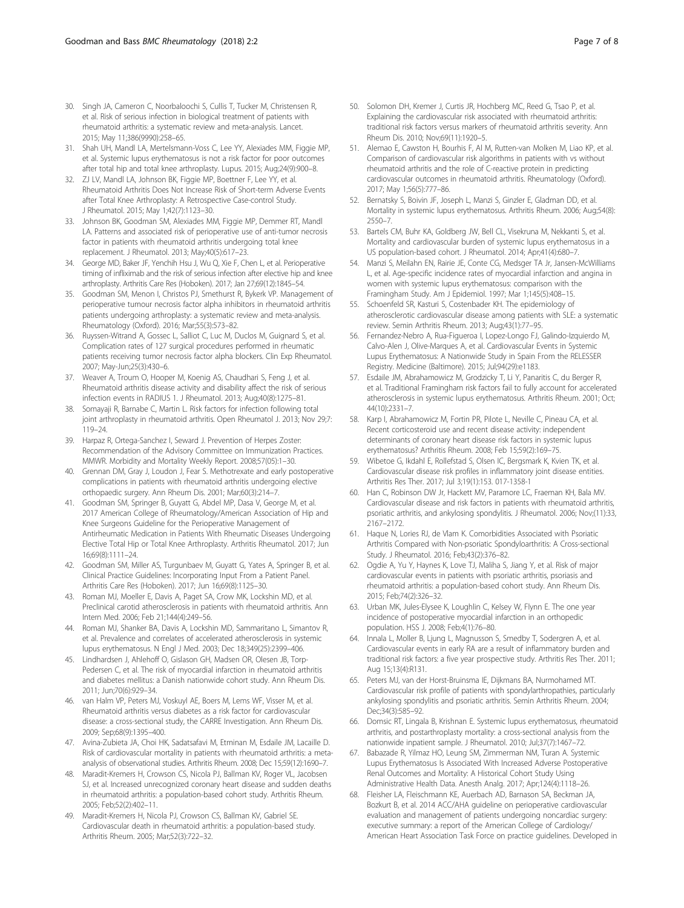30. Singh JA, Cameron C, Noorbaloochi S, Cullis T, Tucker M, Christensen R, et al. Risk of serious infection in biological treatment of patients with rheumatoid arthritis: a systematic review and meta-analysis. Lancet. 2015; May 11;386(9990):258–65.
31. Shah UH, Mandl LA, Mertelsmann-Voss C, Lee YY, Alexiades MM, Figgie MP, et al. Systemic lupus erythematosus is not a risk factor for poor outcomes after total hip and total knee arthroplasty. Lupus. 2015; Aug;24(9):900–8.
32. ZJ LV, Mandl LA, Johnson BK, Figgie MP, Boettner F, Lee YY, et al. Rheumatoid Arthritis Does Not Increase Risk of Short-term Adverse Events after Total Knee Arthroplasty: A Retrospective Case-control Study. J Rheumatol. 2015; May 1;42(7):1123–30.
33. Johnson BK, Goodman SM, Alexiades MM, Figgie MP, Demmer RT, Mandl LA. Patterns and associated risk of perioperative use of anti-tumor necrosis factor in patients with rheumatoid arthritis undergoing total knee replacement. J Rheumatol. 2013; May;40(5):617–23.
34. George MD, Baker JF, Yenchih Hsu J, Wu Q, Xie F, Chen L, et al. Perioperative timing of infliximab and the risk of serious infection after elective hip and knee arthroplasty. Arthritis Care Res (Hoboken). 2017; Jan 27;69(12):1845–54.
35. Goodman SM, Menon I, Christos PJ, Smethurst R, Bykerk VP. Management of perioperative tumour necrosis factor alpha inhibitors in rheumatoid arthritis patients undergoing arthroplasty: a systematic review and meta-analysis. Rheumatology (Oxford). 2016; Mar;55(3):573–82.
36. Ruyssen-Witrand A, Gossec L, Salliot C, Luc M, Duclos M, Guignard S, et al. Complication rates of 127 surgical procedures performed in rheumatic patients receiving tumor necrosis factor alpha blockers. Clin Exp Rheumatol. 2007; May-Jun;25(3):430–6.
37. Weaver A, Troum O, Hooper M, Koenig AS, Chaudhari S, Feng J, et al. Rheumatoid arthritis disease activity and disability affect the risk of serious infection events in RADIUS 1. J Rheumatol. 2013; Aug;40(8):1275–81.
38. Somayaji R, Barnabe C, Martin L. Risk factors for infection following total joint arthroplasty in rheumatoid arthritis. Open Rheumatol J. 2013; Nov 29;7: 119–24.
39. Harpaz R, Ortega-Sanchez I, Seward J. Prevention of Herpes Zoster: Recommendation of the Advisory Committee on Immunization Practices. MMWR. Morbidity and Mortality Weekly Report. 2008;57(05):1–30.
40. Grennan DM, Gray J, Loudon J, Fear S. Methotrexate and early postoperative complications in patients with rheumatoid arthritis undergoing elective orthopaedic surgery. Ann Rheum Dis. 2001; Mar;60(3):214–7.
41. Goodman SM, Springer B, Guyatt G, Abdel MP, Dasa V, George M, et al. 2017 American College of Rheumatology/American Association of Hip and Knee Surgeons Guideline for the Perioperative Management of Antirheumatic Medication in Patients With Rheumatic Diseases Undergoing Elective Total Hip or Total Knee Arthroplasty. Arthritis Rheumatol. 2017; Jun 16;69(8):1111–24.
42. Goodman SM, Miller AS, Turgunbaev M, Guyatt G, Yates A, Springer B, et al. Clinical Practice Guidelines: Incorporating Input From a Patient Panel. Arthritis Care Res (Hoboken). 2017; Jun 16;69(8):1125–30.
43. Roman MJ, Moeller E, Davis A, Paget SA, Crow MK, Lockshin MD, et al. Preclinical carotid atherosclerosis in patients with rheumatoid arthritis. Ann Intern Med. 2006; Feb 21;144(4):249–56.
44. Roman MJ, Shanker BA, Davis A, Lockshin MD, Sammaritano L, Simantov R, et al. Prevalence and correlates of accelerated atherosclerosis in systemic lupus erythematosus. N Engl J Med. 2003; Dec 18;349(25):2399–406.
45. Lindhardsen J, Ahlehoff O, Gislason GH, Madsen OR, Olesen JB, Torp-Pedersen C, et al. The risk of myocardial infarction in rheumatoid arthritis and diabetes mellitus: a Danish nationwide cohort study. Ann Rheum Dis. 2011; Jun;70(6):929–34.
46. van Halm VP, Peters MJ, Voskuyl AE, Boers M, Lems WF, Visser M, et al. Rheumatoid arthritis versus diabetes as a risk factor for cardiovascular disease: a cross-sectional study, the CARRE Investigation. Ann Rheum Dis. 2009; Sep;68(9):1395–400.
47. Avina-Zubieta JA, Choi HK, Sadatsafavi M, Etminan M, Esdaile JM, Lacaille D. Risk of cardiovascular mortality in patients with rheumatoid arthritis: a meta-analysis of observational studies. Arthritis Rheum. 2008; Dec 15;59(12):1690–7.
48. Maradit-Kremers H, Crowson CS, Nicola PJ, Ballman KV, Roger VL, Jacobsen SJ, et al. Increased unrecognized coronary heart disease and sudden deaths in rheumatoid arthritis: a population-based cohort study. Arthritis Rheum. 2005; Feb;52(2):402–11.
49. Maradit-Kremers H, Nicola PJ, Crowson CS, Ballman KV, Gabriel SE. Cardiovascular death in rheumatoid arthritis: a population-based study. Arthritis Rheum. 2005; Mar;52(3):722–32.
50. Solomon DH, Kremer J, Curtis JR, Hochberg MC, Reed G, Tsao P, et al. Explaining the cardiovascular risk associated with rheumatoid arthritis: traditional risk factors versus markers of rheumatoid arthritis severity. Ann Rheum Dis. 2010; Nov;69(11):1920–5.
51. Alemao E, Cawston H, Bourhis F, Al M, Rutten-van Molken M, Liao KP, et al. Comparison of cardiovascular risk algorithms in patients with vs without rheumatoid arthritis and the role of C-reactive protein in predicting cardiovascular outcomes in rheumatoid arthritis. Rheumatology (Oxford). 2017; May 1;56(5):777–86.
52. Bernatsky S, Boivin JF, Joseph L, Manzi S, Ginzler E, Gladman DD, et al. Mortality in systemic lupus erythematosus. Arthritis Rheum. 2006; Aug;54(8): 2550–7.
53. Bartels CM, Buhr KA, Goldberg JW, Bell CL, Visekruna M, Nekkanti S, et al. Mortality and cardiovascular burden of systemic lupus erythematosus in a US population-based cohort. J Rheumatol. 2014; Apr;41(4):680–7.
54. Manzi S, Meilahn EN, Rairie JE, Conte CG, Medsger TA Jr, Jansen-McWilliams L, et al. Age-specific incidence rates of myocardial infarction and angina in women with systemic lupus erythematosus: comparison with the Framingham Study. Am J Epidemiol. 1997; Mar 1;145(5):408–15.
55. Schoenfeld SR, Kasturi S, Costenbader KH. The epidemiology of atherosclerotic cardiovascular disease among patients with SLE: a systematic review. Semin Arthritis Rheum. 2013; Aug;43(1):77–95.
56. Fernandez-Nebro A, Rua-Figueroa I, Lopez-Longo FJ, Galindo-Izquierdo M, Calvo-Alen J, Olive-Marques A, et al. Cardiovascular Events in Systemic Lupus Erythematosus: A Nationwide Study in Spain From the RELESSER Registry. Medicine (Baltimore). 2015; Jul;94(29):e1183.
57. Esdaile JM, Abrahamowicz M, Grodzicky T, Li Y, Panaritis C, du Berger R, et al. Traditional Framingham risk factors fail to fully account for accelerated atherosclerosis in systemic lupus erythematosus. Arthritis Rheum. 2001; Oct; 44(10):2331–7.
58. Karp I, Abrahamowicz M, Fortin PR, Pilote L, Neville C, Pineau CA, et al. Recent corticosteroid use and recent disease activity: independent determinants of coronary heart disease risk factors in systemic lupus erythematosus? Arthritis Rheum. 2008; Feb 15;59(2):169–75.
59. Wibetoe G, Ikdahl E, Rollefstad S, Olsen IC, Bergsmark K, Kvien TK, et al. Cardiovascular disease risk profiles in inflammatory joint disease entities. Arthritis Res Ther. 2017; Jul 3;19(1):153. 017-1358-1
60. Han C, Robinson DW Jr, Hackett MV, Paramore LC, Fraeman KH, Bala MV. Cardiovascular disease and risk factors in patients with rheumatoid arthritis, psoriatic arthritis, and ankylosing spondylitis. J Rheumatol. 2006; Nov;(11):33, 2167–2172.
61. Haque N, Lories RJ, de Vlam K. Comorbidities Associated with Psoriatic Arthritis Compared with Non-psoriatic Spondyloarthritis: A Cross-sectional Study. J Rheumatol. 2016; Feb;43(2):376–82.
62. Ogdie A, Yu Y, Haynes K, Love TJ, Maliha S, Jiang Y, et al. Risk of major cardiovascular events in patients with psoriatic arthritis, psoriasis and rheumatoid arthritis: a population-based cohort study. Ann Rheum Dis. 2015; Feb;74(2):326–32.
63. Urban MK, Jules-Elysee K, Loughlin C, Kelsey W, Flynn E. The one year incidence of postoperative myocardial infarction in an orthopedic population. HSS J. 2008; Feb;4(1):76–80.
64. Innala L, Moller B, Ljung L, Magnusson S, Smedby T, Sodergren A, et al. Cardiovascular events in early RA are a result of inflammatory burden and traditional risk factors: a five year prospective study. Arthritis Res Ther. 2011; Aug 15;13(4):R131.
65. Peters MJ, van der Horst-Bruinsma IE, Dijkmans BA, Nurmohamed MT. Cardiovascular risk profile of patients with spondylarthropathies, particularly ankylosing spondylitis and psoriatic arthritis. Semin Arthritis Rheum. 2004; Dec;34(3):585–92.
66. Domsic RT, Lingala B, Krishnan E. Systemic lupus erythematosus, rheumatoid arthritis, and postarthroplasty mortality: a cross-sectional analysis from the nationwide inpatient sample. J Rheumatol. 2010; Jul;37(7):1467–72.
67. Babazade R, Yilmaz HO, Leung SM, Zimmerman NM, Turan A. Systemic Lupus Erythematosus Is Associated With Increased Adverse Postoperative Renal Outcomes and Mortality: A Historical Cohort Study Using Administrative Health Data. Anesth Analg. 2017; Apr;124(4):1118–26.
68. Fleisher LA, Fleischmann KE, Auerbach AD, Barnason SA, Beckman JA, Bozkurt B, et al. 2014 ACC/AHA guideline on perioperative cardiovascular evaluation and management of patients undergoing noncardiac surgery: executive summary: a report of the American College of Cardiology/ American Heart Association Task Force on practice guidelines. Developed in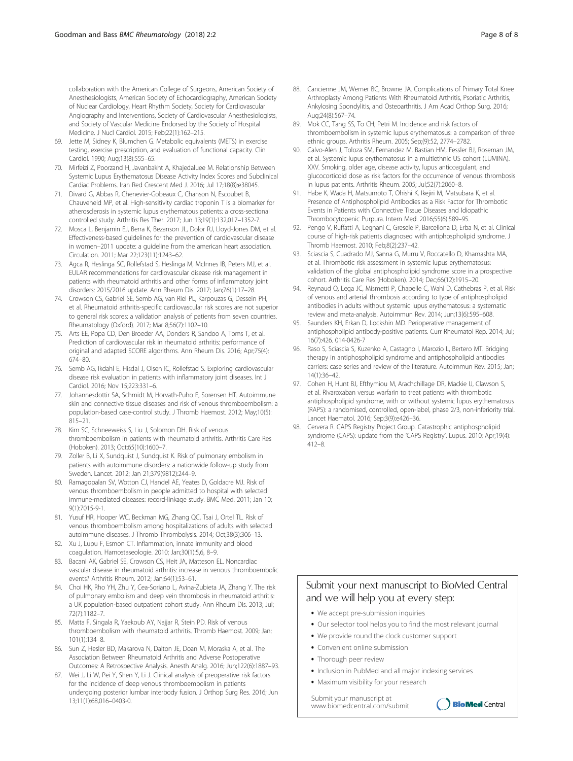collaboration with the American College of Surgeons, American Society of Anesthesiologists, American Society of Echocardiography, American Society of Nuclear Cardiology, Heart Rhythm Society, Society for Cardiovascular Angiography and Interventions, Society of Cardiovascular Anesthesiologists, and Society of Vascular Medicine Endorsed by the Society of Hospital Medicine. J Nucl Cardiol. 2015; Feb;22(1):162–215.

69. Jette M, Sidney K, Blumchen G. Metabolic equivalents (METS) in exercise testing, exercise prescription, and evaluation of functional capacity. Clin Cardiol. 1990; Aug;13(8):555–65.
70. Mirfeizi Z, Poorzand H, Javanbakht A, Khajedaluee M. Relationship Between Systemic Lupus Erythematosus Disease Activity Index Scores and Subclinical Cardiac Problems. Iran Red Crescent Med J. 2016; Jul 17;18(8):e38045.
71. Divard G, Abbas R, Chenevier-Gobeaux C, Chanson N, Escoubet B, Chauveheid MP, et al. High-sensitivity cardiac troponin T is a biomarker for atherosclerosis in systemic lupus erythematous patients: a cross-sectional controlled study. Arthritis Res Ther. 2017; Jun 13;19(1):132,017–1352-7.
72. Mosca L, Benjamin EJ, Berra K, Bezanson JL, Dolor RJ, Lloyd-Jones DM, et al. Effectiveness-based guidelines for the prevention of cardiovascular disease in women–2011 update: a guideline from the american heart association. Circulation. 2011; Mar 22;123(11):1243–62.
73. Agca R, Heslinga SC, Rollefstad S, Heslinga M, McInnes IB, Peters MJ, et al. EULAR recommendations for cardiovascular disease risk management in patients with rheumatoid arthritis and other forms of inflammatory joint disorders: 2015/2016 update. Ann Rheum Dis. 2017; Jan;76(1):17–28.
74. Crowson CS, Gabriel SE, Semb AG, van Riel PL, Karpouzas G, Dessein PH, et al. Rheumatoid arthritis-specific cardiovascular risk scores are not superior to general risk scores: a validation analysis of patients from seven countries. Rheumatology (Oxford). 2017; Mar 8;56(7):1102–10.
75. Arts EE, Popa CD, Den Broeder AA, Donders R, Sandoo A, Toms T, et al. Prediction of cardiovascular risk in rheumatoid arthritis: performance of original and adapted SCORE algorithms. Ann Rheum Dis. 2016; Apr;75(4): 674–80.
76. Semb AG, Ikdahl E, Hisdal J, Olsen IC, Rollefstad S. Exploring cardiovascular disease risk evaluation in patients with inflammatory joint diseases. Int J Cardiol. 2016; Nov 15;223:331–6.
77. Johannesdottir SA, Schmidt M, Horvath-Puho E, Sorensen HT. Autoimmune skin and connective tissue diseases and risk of venous thromboembolism: a population-based case-control study. J Thromb Haemost. 2012; May;10(5): 815–21.
78. Kim SC, Schneeweiss S, Liu J, Solomon DH. Risk of venous thromboembolism in patients with rheumatoid arthritis. Arthritis Care Res (Hoboken). 2013; Oct;65(10):1600–7.
79. Zoller B, Li X, Sundquist J, Sundquist K. Risk of pulmonary embolism in patients with autoimmune disorders: a nationwide follow-up study from Sweden. Lancet. 2012; Jan 21;379(9812):244–9.
80. Ramagopalan SV, Wotton CJ, Handel AE, Yeates D, Goldacre MJ. Risk of venous thromboembolism in people admitted to hospital with selected immune-mediated diseases: record-linkage study. BMC Med. 2011; Jan 10; 9(1):7015-9-1.
81. Yusuf HR, Hooper WC, Beckman MG, Zhang QC, Tsai J, Ortel TL. Risk of venous thromboembolism among hospitalizations of adults with selected autoimmune diseases. J Thromb Thrombolysis. 2014; Oct;38(3):306–13.
82. Xu J, Lupu F, Esmon CT. Inflammation, innate immunity and blood coagulation. Hamostaseologie. 2010; Jan;30(1):5,6, 8–9.
83. Bacani AK, Gabriel SE, Crowson CS, Heit JA, Matteson EL. Noncardiac vascular disease in rheumatoid arthritis: increase in venous thromboembolic events? Arthritis Rheum. 2012; Jan;64(1):53–61.
84. Choi HK, Rho YH, Zhu Y, Cea-Soriano L, Avina-Zubieta JA, Zhang Y. The risk of pulmonary embolism and deep vein thrombosis in rheumatoid arthritis: a UK population-based outpatient cohort study. Ann Rheum Dis. 2013; Jul; 72(7):1182–7.
85. Matta F, Singala R, Yaekoub AY, Najjar R, Stein PD. Risk of venous thromboembolism with rheumatoid arthritis. Thromb Haemost. 2009; Jan; 101(1):134–8.
86. Sun Z, Hesler BD, Makarova N, Dalton JE, Doan M, Moraska A, et al. The Association Between Rheumatoid Arthritis and Adverse Postoperative Outcomes: A Retrospective Analysis. Anesth Analg. 2016; Jun;122(6):1887–93.
87. Wei J, Li W, Pei Y, Shen Y, Li J. Clinical analysis of preoperative risk factors for the incidence of deep venous thromboembolism in patients undergoing posterior lumbar interbody fusion. J Orthop Surg Res. 2016; Jun 13;11(1):68,016–0403-0.
88. Cancienne JM, Werner BC, Browne JA. Complications of Primary Total Knee Arthroplasty Among Patients With Rheumatoid Arthritis, Psoriatic Arthritis, Ankylosing Spondylitis, and Osteoarthritis. J Am Acad Orthop Surg. 2016; Aug;24(8):567–74.
89. Mok CC, Tang SS, To CH, Petri M. Incidence and risk factors of thromboembolism in systemic lupus erythematosus: a comparison of three ethnic groups. Arthritis Rheum. 2005; Sep;(9):52, 2774–2782.
90. Calvo-Alen J, Toloza SM, Fernandez M, Bastian HM, Fessler BJ, Roseman JM, et al. Systemic lupus erythematosus in a multiethnic US cohort (LUMINA). XXV. Smoking, older age, disease activity, lupus anticoagulant, and glucocorticoid dose as risk factors for the occurrence of venous thrombosis in lupus patients. Arthritis Rheum. 2005; Jul;52(7):2060–8.
91. Habe K, Wada H, Matsumoto T, Ohishi K, Ikejiri M, Matsubara K, et al. Presence of Antiphospholipid Antibodies as a Risk Factor for Thrombotic Events in Patients with Connective Tissue Diseases and Idiopathic Thrombocytopenic Purpura. Intern Med. 2016;55(6):589–95.
92. Pengo V, Ruffatti A, Legnani C, Gresele P, Barcellona D, Erba N, et al. Clinical course of high-risk patients diagnosed with antiphospholipid syndrome. J Thromb Haemost. 2010; Feb;8(2):237–42.
93. Sciascia S, Cuadrado MJ, Sanna G, Murru V, Roccatello D, Khamashta MA, et al. Thrombotic risk assessment in systemic lupus erythematosus: validation of the global antiphospholipid syndrome score in a prospective cohort. Arthritis Care Res (Hoboken). 2014; Dec;66(12):1915–20.
94. Reynaud Q, Lega JC, Mismetti P, Chapelle C, Wahl D, Cathebras P, et al. Risk of venous and arterial thrombosis according to type of antiphospholipid antibodies in adults without systemic lupus erythematosus: a systematic review and meta-analysis. Autoimmun Rev. 2014; Jun;13(6):595–608.
95. Saunders KH, Erkan D, Lockshin MD. Perioperative management of antiphospholipid antibody-positive patients. Curr Rheumatol Rep. 2014; Jul; 16(7):426. 014-0426-7
96. Raso S, Sciascia S, Kuzenko A, Castagno I, Marozio L, Bertero MT. Bridging therapy in antiphospholipid syndrome and antiphospholipid antibodies carriers: case series and review of the literature. Autoimmun Rev. 2015; Jan; 14(1):36–42.
97. Cohen H, Hunt BJ, Efthymiou M, Arachchillage DR, Mackie IJ, Clawson S, et al. Rivaroxaban versus warfarin to treat patients with thrombotic antiphospholipid syndrome, with or without systemic lupus erythematosus (RAPS): a randomised, controlled, open-label, phase 2/3, non-inferiority trial. Lancet Haematol. 2016; Sep;3(9):e426–36.
98. Cervera R. CAPS Registry Project Group. Catastrophic antiphospholipid syndrome (CAPS): update from the 'CAPS Registry'. Lupus. 2010; Apr;19(4): 412–8.

Submit your next manuscript to BioMed Central and we will help you at every step:

- We accept pre-submission inquiries
- Our selector tool helps you to find the most relevant journal
- We provide round the clock customer support
- Convenient online submission
- Thorough peer review
- Inclusion in PubMed and all major indexing services
- Maximum visibility for your research

Submit your manuscript at www.biomedcentral.com/submit

BioMed Central